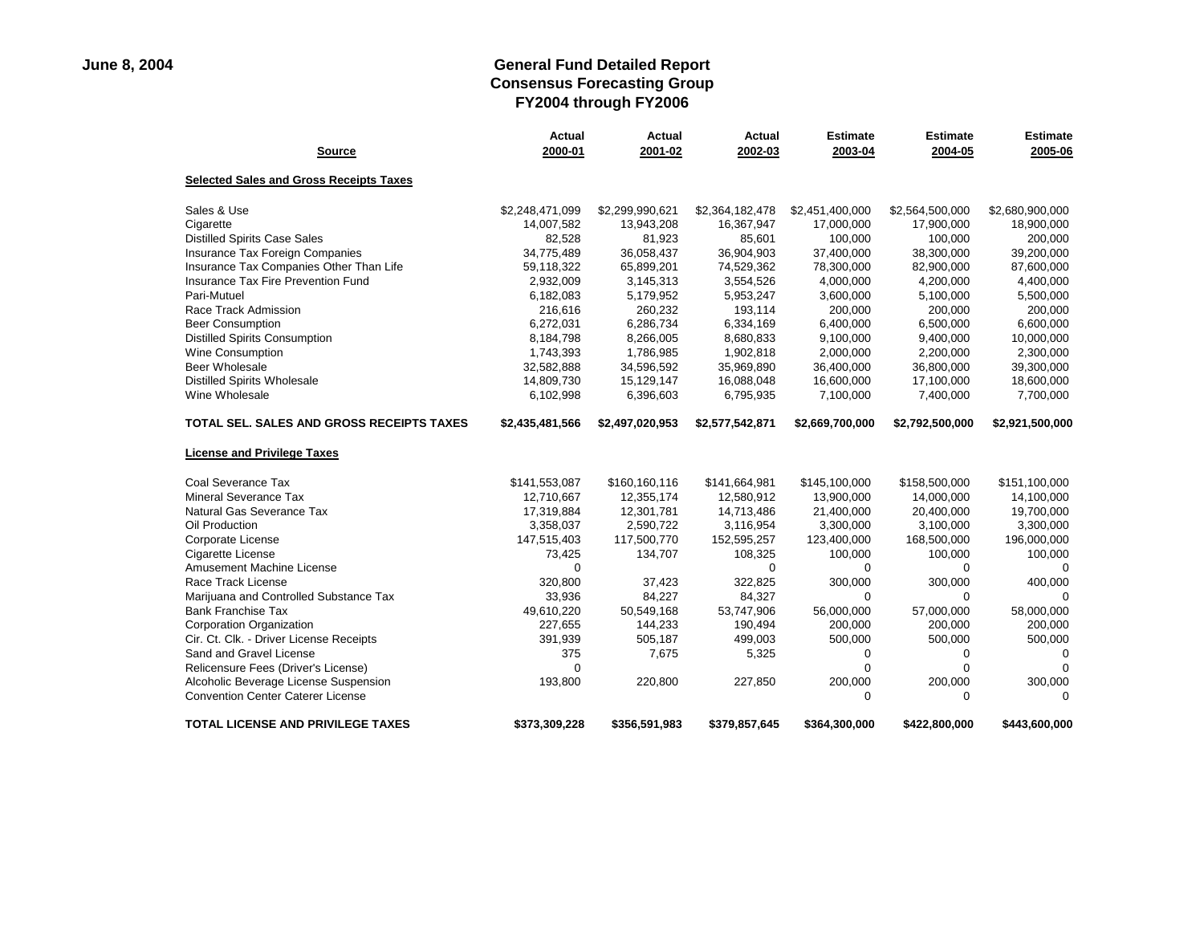June 8, 2004

# General Fund Detailed Report
## Consensus Forecasting Group
## FY2004 through FY2006

| Source | Actual 2000-01 | Actual 2001-02 | Actual 2002-03 | Estimate 2003-04 | Estimate 2004-05 | Estimate 2005-06 |
|---|---|---|---|---|---|---|
| **Selected Sales and Gross Receipts Taxes** | | | | | | |
| Sales & Use | $2,248,471,099 | $2,299,990,621 | $2,364,182,478 | $2,451,400,000 | $2,564,500,000 | $2,680,900,000 |
| Cigarette | 14,007,582 | 13,943,208 | 16,367,947 | 17,000,000 | 17,900,000 | 18,900,000 |
| Distilled Spirits Case Sales | 82,528 | 81,923 | 85,601 | 100,000 | 100,000 | 200,000 |
| Insurance Tax Foreign Companies | 34,775,489 | 36,058,437 | 36,904,903 | 37,400,000 | 38,300,000 | 39,200,000 |
| Insurance Tax Companies Other Than Life | 59,118,322 | 65,899,201 | 74,529,362 | 78,300,000 | 82,900,000 | 87,600,000 |
| Insurance Tax Fire Prevention Fund | 2,932,009 | 3,145,313 | 3,554,526 | 4,000,000 | 4,200,000 | 4,400,000 |
| Pari-Mutuel | 6,182,083 | 5,179,952 | 5,953,247 | 3,600,000 | 5,100,000 | 5,500,000 |
| Race Track Admission | 216,616 | 260,232 | 193,114 | 200,000 | 200,000 | 200,000 |
| Beer Consumption | 6,272,031 | 6,286,734 | 6,334,169 | 6,400,000 | 6,500,000 | 6,600,000 |
| Distilled Spirits Consumption | 8,184,798 | 8,266,005 | 8,680,833 | 9,100,000 | 9,400,000 | 10,000,000 |
| Wine Consumption | 1,743,393 | 1,786,985 | 1,902,818 | 2,000,000 | 2,200,000 | 2,300,000 |
| Beer Wholesale | 32,582,888 | 34,596,592 | 35,969,890 | 36,400,000 | 36,800,000 | 39,300,000 |
| Distilled Spirits Wholesale | 14,809,730 | 15,129,147 | 16,088,048 | 16,600,000 | 17,100,000 | 18,600,000 |
| Wine Wholesale | 6,102,998 | 6,396,603 | 6,795,935 | 7,100,000 | 7,400,000 | 7,700,000 |
| **TOTAL SEL. SALES AND GROSS RECEIPTS TAXES** | **$2,435,481,566** | **$2,497,020,953** | **$2,577,542,871** | **$2,669,700,000** | **$2,792,500,000** | **$2,921,500,000** |
| **License and Privilege Taxes** | | | | | | |
| Coal Severance Tax | $141,553,087 | $160,160,116 | $141,664,981 | $145,100,000 | $158,500,000 | $151,100,000 |
| Mineral Severance Tax | 12,710,667 | 12,355,174 | 12,580,912 | 13,900,000 | 14,000,000 | 14,100,000 |
| Natural Gas Severance Tax | 17,319,884 | 12,301,781 | 14,713,486 | 21,400,000 | 20,400,000 | 19,700,000 |
| Oil Production | 3,358,037 | 2,590,722 | 3,116,954 | 3,300,000 | 3,100,000 | 3,300,000 |
| Corporate License | 147,515,403 | 117,500,770 | 152,595,257 | 123,400,000 | 168,500,000 | 196,000,000 |
| Cigarette License | 73,425 | 134,707 | 108,325 | 100,000 | 100,000 | 100,000 |
| Amusement Machine License | 0 | | 0 | 0 | 0 | 0 |
| Race Track License | 320,800 | 37,423 | 322,825 | 300,000 | 300,000 | 400,000 |
| Marijuana and Controlled Substance Tax | 33,936 | 84,227 | 84,327 | 0 | 0 | 0 |
| Bank Franchise Tax | 49,610,220 | 50,549,168 | 53,747,906 | 56,000,000 | 57,000,000 | 58,000,000 |
| Corporation Organization | 227,655 | 144,233 | 190,494 | 200,000 | 200,000 | 200,000 |
| Cir. Ct. Clk. - Driver License Receipts | 391,939 | 505,187 | 499,003 | 500,000 | 500,000 | 500,000 |
| Sand and Gravel License | 375 | 7,675 | 5,325 | 0 | 0 | 0 |
| Relicensure Fees (Driver's License) | 0 | | | 0 | 0 | 0 |
| Alcoholic Beverage License Suspension | 193,800 | 220,800 | 227,850 | 200,000 | 200,000 | 300,000 |
| Convention Center Caterer License | | | | 0 | 0 | 0 |
| **TOTAL LICENSE AND PRIVILEGE TAXES** | **$373,309,228** | **$356,591,983** | **$379,857,645** | **$364,300,000** | **$422,800,000** | **$443,600,000** |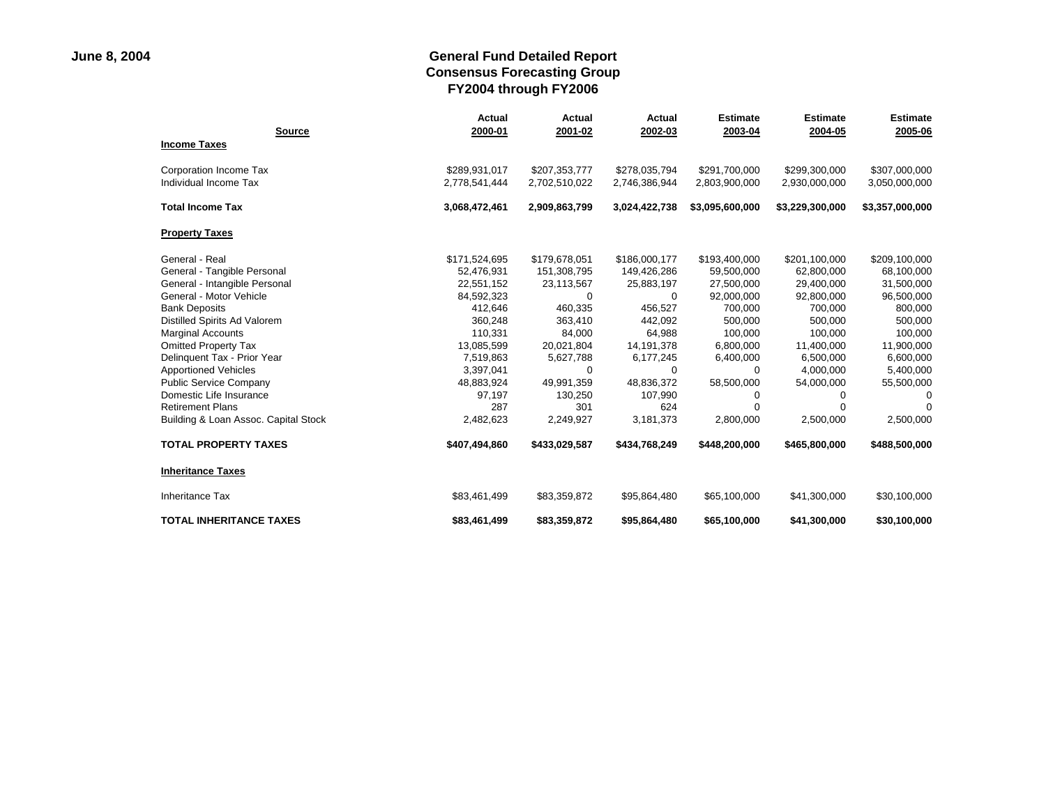June 8, 2004

# General Fund Detailed Report
## Consensus Forecasting Group
## FY2004 through FY2006

| Source | Actual 2000-01 | Actual 2001-02 | Actual 2002-03 | Estimate 2003-04 | Estimate 2004-05 | Estimate 2005-06 |
|---|---|---|---|---|---|---|
| **Income Taxes** | | | | | | |
| Corporation Income Tax | $289,931,017 | $207,353,777 | $278,035,794 | $291,700,000 | $299,300,000 | $307,000,000 |
| Individual Income Tax | 2,778,541,444 | 2,702,510,022 | 2,746,386,944 | 2,803,900,000 | 2,930,000,000 | 3,050,000,000 |
| **Total Income Tax** | **3,068,472,461** | **2,909,863,799** | **3,024,422,738** | **$3,095,600,000** | **$3,229,300,000** | **$3,357,000,000** |
| **Property Taxes** | | | | | | |
| General - Real | $171,524,695 | $179,678,051 | $186,000,177 | $193,400,000 | $201,100,000 | $209,100,000 |
| General - Tangible Personal | 52,476,931 | 151,308,795 | 149,426,286 | 59,500,000 | 62,800,000 | 68,100,000 |
| General - Intangible Personal | 22,551,152 | 23,113,567 | 25,883,197 | 27,500,000 | 29,400,000 | 31,500,000 |
| General - Motor Vehicle | 84,592,323 | 0 | 0 | 92,000,000 | 92,800,000 | 96,500,000 |
| Bank Deposits | 412,646 | 460,335 | 456,527 | 700,000 | 700,000 | 800,000 |
| Distilled Spirits Ad Valorem | 360,248 | 363,410 | 442,092 | 500,000 | 500,000 | 500,000 |
| Marginal Accounts | 110,331 | 84,000 | 64,988 | 100,000 | 100,000 | 100,000 |
| Omitted Property Tax | 13,085,599 | 20,021,804 | 14,191,378 | 6,800,000 | 11,400,000 | 11,900,000 |
| Delinquent Tax - Prior Year | 7,519,863 | 5,627,788 | 6,177,245 | 6,400,000 | 6,500,000 | 6,600,000 |
| Apportioned Vehicles | 3,397,041 | 0 | 0 | 0 | 4,000,000 | 5,400,000 |
| Public Service Company | 48,883,924 | 49,991,359 | 48,836,372 | 58,500,000 | 54,000,000 | 55,500,000 |
| Domestic Life Insurance | 97,197 | 130,250 | 107,990 | 0 | 0 | 0 |
| Retirement Plans | 287 | 301 | 624 | 0 | 0 | 0 |
| Building & Loan Assoc. Capital Stock | 2,482,623 | 2,249,927 | 3,181,373 | 2,800,000 | 2,500,000 | 2,500,000 |
| **TOTAL PROPERTY TAXES** | **$407,494,860** | **$433,029,587** | **$434,768,249** | **$448,200,000** | **$465,800,000** | **$488,500,000** |
| **Inheritance Taxes** | | | | | | |
| Inheritance Tax | $83,461,499 | $83,359,872 | $95,864,480 | $65,100,000 | $41,300,000 | $30,100,000 |
| **TOTAL INHERITANCE TAXES** | **$83,461,499** | **$83,359,872** | **$95,864,480** | **$65,100,000** | **$41,300,000** | **$30,100,000** |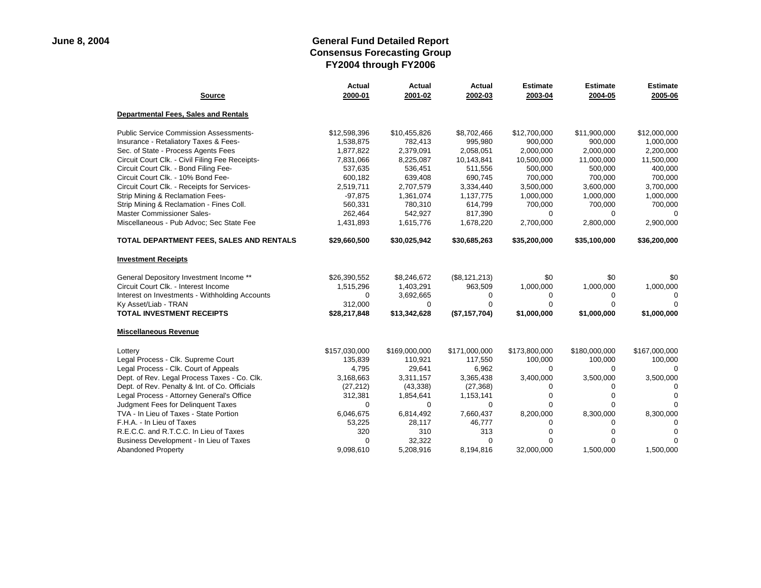June 8, 2004

# General Fund Detailed Report
## Consensus Forecasting Group
## FY2004 through FY2006

| Source | Actual 2000-01 | Actual 2001-02 | Actual 2002-03 | Estimate 2003-04 | Estimate 2004-05 | Estimate 2005-06 |
|---|---|---|---|---|---|---|
| **Departmental Fees, Sales and Rentals** | | | | | | |
| Public Service Commission Assessments- | $12,598,396 | $10,455,826 | $8,702,466 | $12,700,000 | $11,900,000 | $12,000,000 |
| Insurance - Retaliatory Taxes & Fees- | 1,538,875 | 782,413 | 995,980 | 900,000 | 900,000 | 1,000,000 |
| Sec. of State - Process Agents Fees | 1,877,822 | 2,379,091 | 2,058,051 | 2,000,000 | 2,000,000 | 2,200,000 |
| Circuit Court Clk. - Civil Filing Fee Receipts- | 7,831,066 | 8,225,087 | 10,143,841 | 10,500,000 | 11,000,000 | 11,500,000 |
| Circuit Court Clk. - Bond Filing Fee- | 537,635 | 536,451 | 511,556 | 500,000 | 500,000 | 400,000 |
| Circuit Court Clk. - 10% Bond Fee- | 600,182 | 639,408 | 690,745 | 700,000 | 700,000 | 700,000 |
| Circuit Court Clk. - Receipts for Services- | 2,519,711 | 2,707,579 | 3,334,440 | 3,500,000 | 3,600,000 | 3,700,000 |
| Strip Mining & Reclamation Fees- | -97,875 | 1,361,074 | 1,137,775 | 1,000,000 | 1,000,000 | 1,000,000 |
| Strip Mining & Reclamation - Fines Coll. | 560,331 | 780,310 | 614,799 | 700,000 | 700,000 | 700,000 |
| Master Commissioner Sales- | 262,464 | 542,927 | 817,390 | 0 | 0 | 0 |
| Miscellaneous - Pub Advoc; Sec State Fee | 1,431,893 | 1,615,776 | 1,678,220 | 2,700,000 | 2,800,000 | 2,900,000 |
| **TOTAL DEPARTMENT FEES, SALES AND RENTALS** | **$29,660,500** | **$30,025,942** | **$30,685,263** | **$35,200,000** | **$35,100,000** | **$36,200,000** |
| **Investment Receipts** | | | | | | |
| General Depository Investment Income ** | $26,390,552 | $8,246,672 | ($8,121,213) | $0 | $0 | $0 |
| Circuit Court Clk. - Interest Income | 1,515,296 | 1,403,291 | 963,509 | 1,000,000 | 1,000,000 | 1,000,000 |
| Interest on Investments - Withholding Accounts | 0 | 3,692,665 | 0 | 0 | 0 | 0 |
| Ky Asset/Liab - TRAN | 312,000 | 0 | 0 | 0 | 0 | 0 |
| **TOTAL INVESTMENT RECEIPTS** | **$28,217,848** | **$13,342,628** | **($7,157,704)** | **$1,000,000** | **$1,000,000** | **$1,000,000** |
| **Miscellaneous Revenue** | | | | | | |
| Lottery | $157,030,000 | $169,000,000 | $171,000,000 | $173,800,000 | $180,000,000 | $167,000,000 |
| Legal Process - Clk. Supreme Court | 135,839 | 110,921 | 117,550 | 100,000 | 100,000 | 100,000 |
| Legal Process - Clk. Court of Appeals | 4,795 | 29,641 | 6,962 | 0 | 0 | 0 |
| Dept. of Rev. Legal Process Taxes - Co. Clk. | 3,168,663 | 3,311,157 | 3,365,438 | 3,400,000 | 3,500,000 | 3,500,000 |
| Dept. of Rev. Penalty & Int. of Co. Officials | (27,212) | (43,338) | (27,368) | 0 | 0 | 0 |
| Legal Process - Attorney General's Office | 312,381 | 1,854,641 | 1,153,141 | 0 | 0 | 0 |
| Judgment Fees for Delinquent Taxes | 0 | 0 | 0 | 0 | 0 | 0 |
| TVA - In Lieu of Taxes - State Portion | 6,046,675 | 6,814,492 | 7,660,437 | 8,200,000 | 8,300,000 | 8,300,000 |
| F.H.A. - In Lieu of Taxes | 53,225 | 28,117 | 46,777 | 0 | 0 | 0 |
| R.E.C.C. and R.T.C.C. In Lieu of Taxes | 320 | 310 | 313 | 0 | 0 | 0 |
| Business Development - In Lieu of Taxes | 0 | 32,322 | 0 | 0 | 0 | 0 |
| Abandoned Property | 9,098,610 | 5,208,916 | 8,194,816 | 32,000,000 | 1,500,000 | 1,500,000 |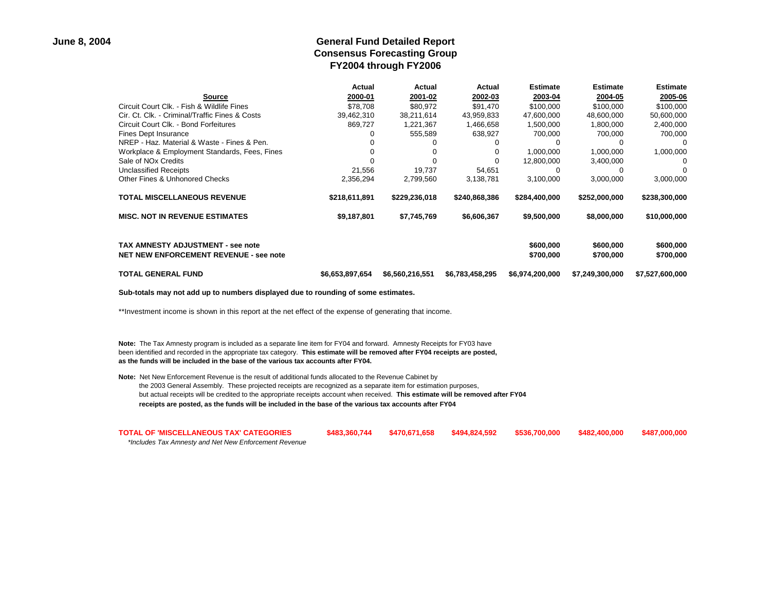June 8, 2004

# General Fund Detailed Report
## Consensus Forecasting Group
## FY2004 through FY2006

| Source | Actual 2000-01 | Actual 2001-02 | Actual 2002-03 | Estimate 2003-04 | Estimate 2004-05 | Estimate 2005-06 |
|---|---|---|---|---|---|---|
| Circuit Court Clk. - Fish & Wildlife Fines | $78,708 | $80,972 | $91,470 | $100,000 | $100,000 | $100,000 |
| Cir. Ct. Clk. - Criminal/Traffic Fines & Costs | 39,462,310 | 38,211,614 | 43,959,833 | 47,600,000 | 48,600,000 | 50,600,000 |
| Circuit Court Clk. - Bond Forfeitures | 869,727 | 1,221,367 | 1,466,658 | 1,500,000 | 1,800,000 | 2,400,000 |
| Fines Dept Insurance | 0 | 555,589 | 638,927 | 700,000 | 700,000 | 700,000 |
| NREP - Haz. Material & Waste - Fines & Pen. | 0 | 0 | 0 | 0 | 0 | 0 |
| Workplace & Employment Standards, Fees, Fines | 0 | 0 | 0 | 1,000,000 | 1,000,000 | 1,000,000 |
| Sale of NOx Credits | 0 | 0 | 0 | 12,800,000 | 3,400,000 | 0 |
| Unclassified Receipts | 21,556 | 19,737 | 54,651 | 0 | 0 | 0 |
| Other Fines & Unhonored Checks | 2,356,294 | 2,799,560 | 3,138,781 | 3,100,000 | 3,000,000 | 3,000,000 |
| **TOTAL MISCELLANEOUS REVENUE** | **$218,611,891** | **$229,236,018** | **$240,868,386** | **$284,400,000** | **$252,000,000** | **$238,300,000** |
| **MISC. NOT IN REVENUE ESTIMATES** | **$9,187,801** | **$7,745,769** | **$6,606,367** | **$9,500,000** | **$8,000,000** | **$10,000,000** |
| **TAX AMNESTY ADJUSTMENT - see note** | | | | **$600,000** | **$600,000** | **$600,000** |
| **NET NEW ENFORCEMENT REVENUE - see note** | | | | **$700,000** | **$700,000** | **$700,000** |
| **TOTAL GENERAL FUND** | **$6,653,897,654** | **$6,560,216,551** | **$6,783,458,295** | **$6,974,200,000** | **$7,249,300,000** | **$7,527,600,000** |

**Sub-totals may not add up to numbers displayed due to rounding of some estimates.**

**Investment income is shown in this report at the net effect of the expense of generating that income.

**Note:** The Tax Amnesty program is included as a separate line item for FY04 and forward. Amnesty Receipts for FY03 have been identified and recorded in the appropriate tax category. **This estimate will be removed after FY04 receipts are posted, as the funds will be included in the base of the various tax accounts after FY04.**

**Note:** Net New Enforcement Revenue is the result of additional funds allocated to the Revenue Cabinet by the 2003 General Assembly. These projected receipts are recognized as a separate item for estimation purposes, but actual receipts will be credited to the appropriate receipts account when received. **This estimate will be removed after FY04 receipts are posted, as the funds will be included in the base of the various tax accounts after FY04**

| | | | | | | |
|---|---|---|---|---|---|---|
| **TOTAL OF 'MISCELLANEOUS TAX' CATEGORIES** | **$483,360,744** | **$470,671,658** | **$494,824,592** | **$536,700,000** | **$482,400,000** | **$487,000,000** |

*\*Includes Tax Amnesty and Net New Enforcement Revenue*